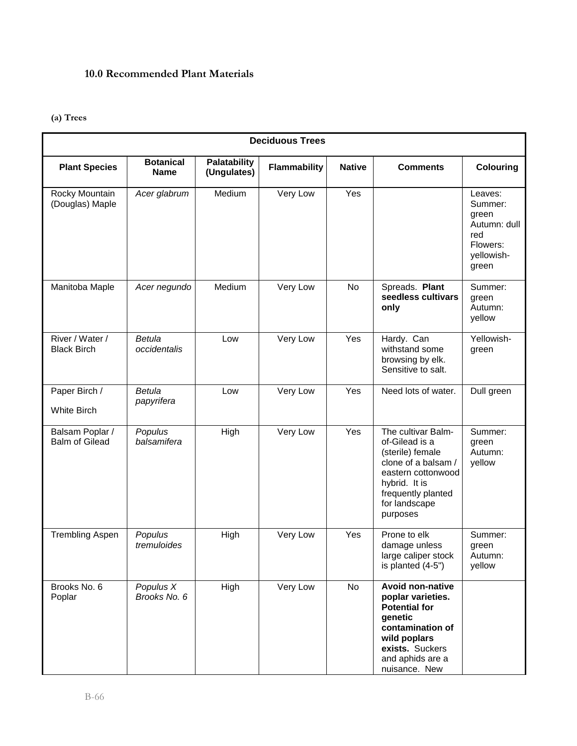### 10.0 Recommended Plant Materials

#### (a) Trees

| Deciduous Trees | | | | | | |
|---|---|---|---|---|---|---|
| **Plant Species** | **Botanical Name** | **Palatability (Ungulates)** | **Flammability** | **Native** | **Comments** | **Colouring** |
| Rocky Mountain (Douglas) Maple | *Acer glabrum* | Medium | Very Low | Yes | | Leaves: Summer: green Autumn: dull red Flowers: yellowish-green |
| Manitoba Maple | *Acer negundo* | Medium | Very Low | No | Spreads. **Plant seedless cultivars only** | Summer: green Autumn: yellow |
| River / Water / Black Birch | *Betula occidentalis* | Low | Very Low | Yes | Hardy. Can withstand some browsing by elk. Sensitive to salt. | Yellowish-green |
| Paper Birch / White Birch | *Betula papyrifera* | Low | Very Low | Yes | Need lots of water. | Dull green |
| Balsam Poplar / Balm of Gilead | *Populus balsamifera* | High | Very Low | Yes | The cultivar Balm-of-Gilead is a (sterile) female clone of a balsam / eastern cottonwood hybrid. It is frequently planted for landscape purposes | Summer: green Autumn: yellow |
| Trembling Aspen | *Populus tremuloides* | High | Very Low | Yes | Prone to elk damage unless large caliper stock is planted (4-5") | Summer: green Autumn: yellow |
| Brooks No. 6 Poplar | *Populus X Brooks No. 6* | High | Very Low | No | **Avoid non-native poplar varieties. Potential for genetic contamination of wild poplars exists.** Suckers and aphids are a nuisance. New | |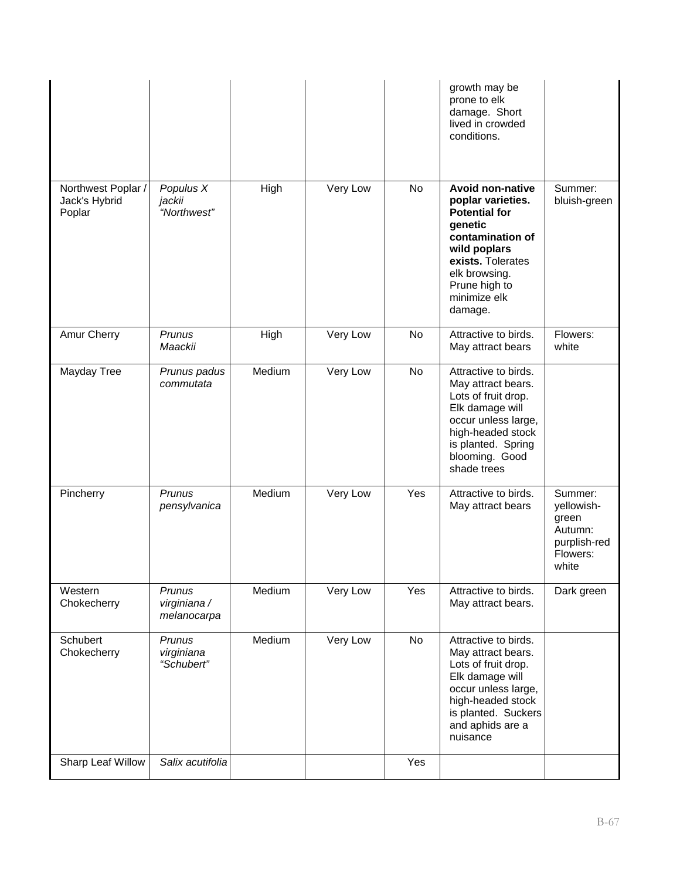| | | | | | growth may be prone to elk damage. Short lived in crowded conditions. | |
|---|---|---|---|---|---|---|
| Northwest Poplar / Jack's Hybrid Poplar | *Populus X jackii "Northwest"* | High | Very Low | No | **Avoid non-native poplar varieties. Potential for genetic contamination of wild poplars exists.** Tolerates elk browsing. Prune high to minimize elk damage. | Summer: bluish-green |
| Amur Cherry | *Prunus Maackii* | High | Very Low | No | Attractive to birds. May attract bears | Flowers: white |
| Mayday Tree | *Prunus padus commutata* | Medium | Very Low | No | Attractive to birds. May attract bears. Lots of fruit drop. Elk damage will occur unless large, high-headed stock is planted. Spring blooming. Good shade trees | |
| Pincherry | *Prunus pensylvanica* | Medium | Very Low | Yes | Attractive to birds. May attract bears | Summer: yellowish-green Autumn: purplish-red Flowers: white |
| Western Chokecherry | *Prunus virginiana / melanocarpa* | Medium | Very Low | Yes | Attractive to birds. May attract bears. | Dark green |
| Schubert Chokecherry | *Prunus virginiana "Schubert"* | Medium | Very Low | No | Attractive to birds. May attract bears. Lots of fruit drop. Elk damage will occur unless large, high-headed stock is planted. Suckers and aphids are a nuisance | |
| Sharp Leaf Willow | *Salix acutifolia* | | | Yes | | |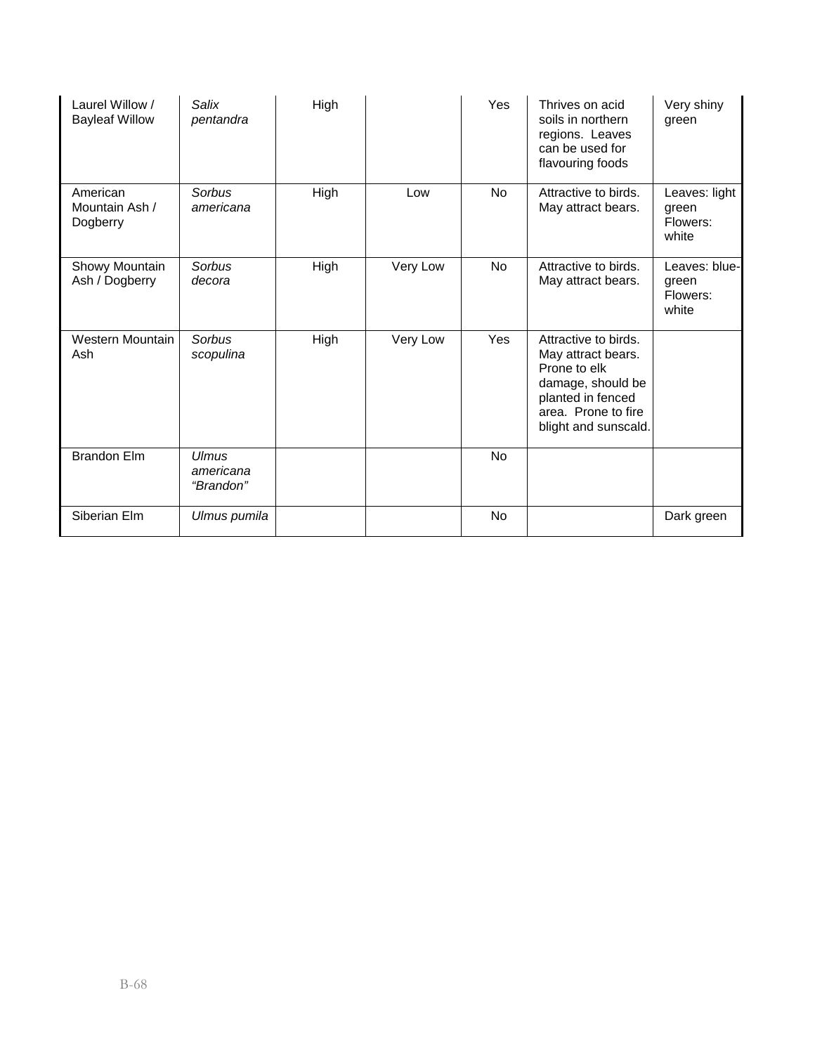| | | | | | | |
|---|---|---|---|---|---|---|
| Laurel Willow / Bayleaf Willow | *Salix pentandra* | High | | Yes | Thrives on acid soils in northern regions. Leaves can be used for flavouring foods | Very shiny green |
| American Mountain Ash / Dogberry | *Sorbus americana* | High | Low | No | Attractive to birds. May attract bears. | Leaves: light green Flowers: white |
| Showy Mountain Ash / Dogberry | *Sorbus decora* | High | Very Low | No | Attractive to birds. May attract bears. | Leaves: blue-green Flowers: white |
| Western Mountain Ash | *Sorbus scopulina* | High | Very Low | Yes | Attractive to birds. May attract bears. Prone to elk damage, should be planted in fenced area. Prone to fire blight and sunscald. | |
| Brandon Elm | *Ulmus americana "Brandon"* | | | No | | |
| Siberian Elm | *Ulmus pumila* | | | No | | Dark green |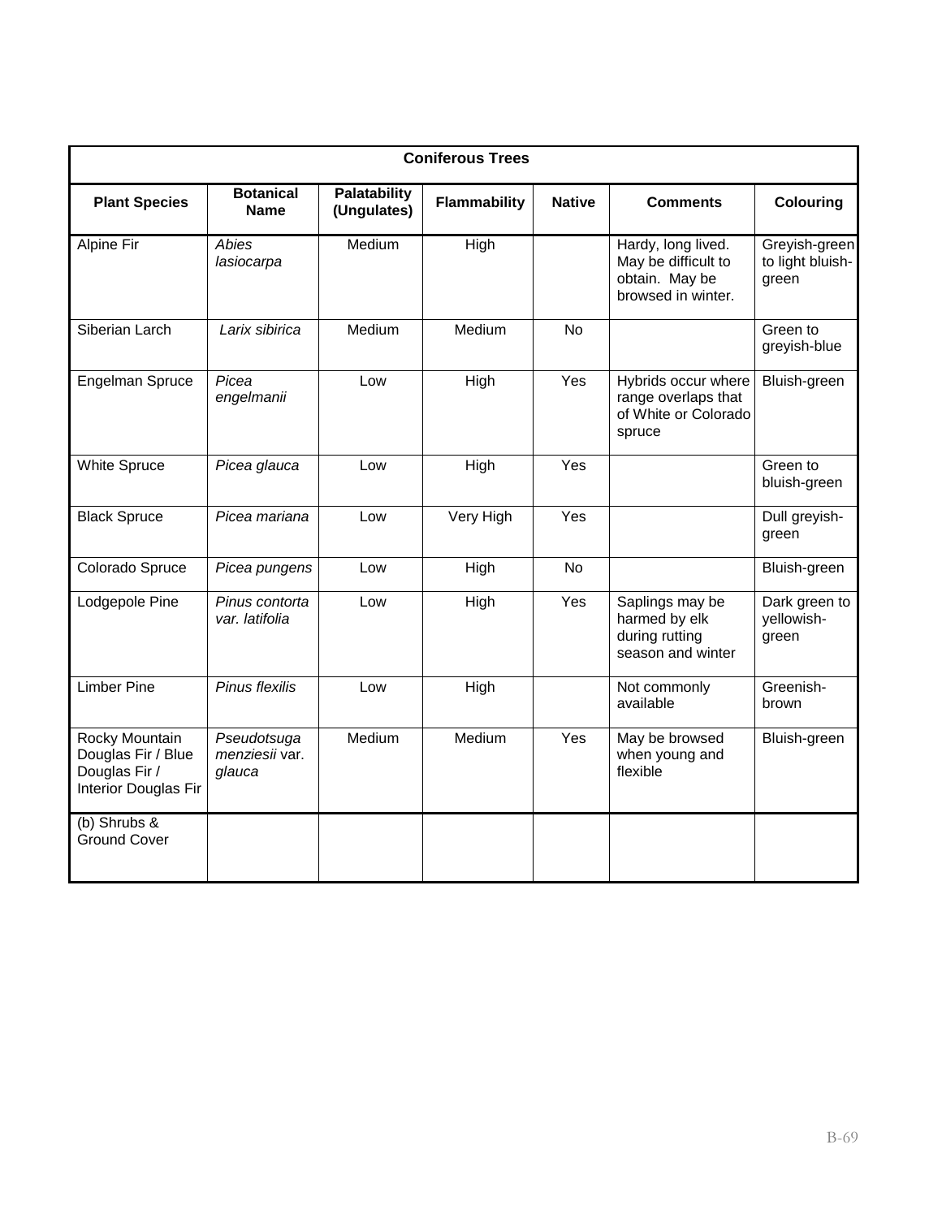| Coniferous Trees | | | | | | |
|---|---|---|---|---|---|---|
| **Plant Species** | **Botanical Name** | **Palatability (Ungulates)** | **Flammability** | **Native** | **Comments** | **Colouring** |
| Alpine Fir | *Abies lasiocarpa* | Medium | High | | Hardy, long lived. May be difficult to obtain. May be browsed in winter. | Greyish-green to light bluish-green |
| Siberian Larch | *Larix sibirica* | Medium | Medium | No | | Green to greyish-blue |
| Engelman Spruce | *Picea engelmanii* | Low | High | Yes | Hybrids occur where range overlaps that of White or Colorado spruce | Bluish-green |
| White Spruce | *Picea glauca* | Low | High | Yes | | Green to bluish-green |
| Black Spruce | *Picea mariana* | Low | Very High | Yes | | Dull greyish-green |
| Colorado Spruce | *Picea pungens* | Low | High | No | | Bluish-green |
| Lodgepole Pine | *Pinus contorta var. latifolia* | Low | High | Yes | Saplings may be harmed by elk during rutting season and winter | Dark green to yellowish-green |
| Limber Pine | *Pinus flexilis* | Low | High | | Not commonly available | Greenish-brown |
| Rocky Mountain Douglas Fir / Blue Douglas Fir / Interior Douglas Fir | *Pseudotsuga menziesii* var. *glauca* | Medium | Medium | Yes | May be browsed when young and flexible | Bluish-green |
| (b) Shrubs & Ground Cover | | | | | | |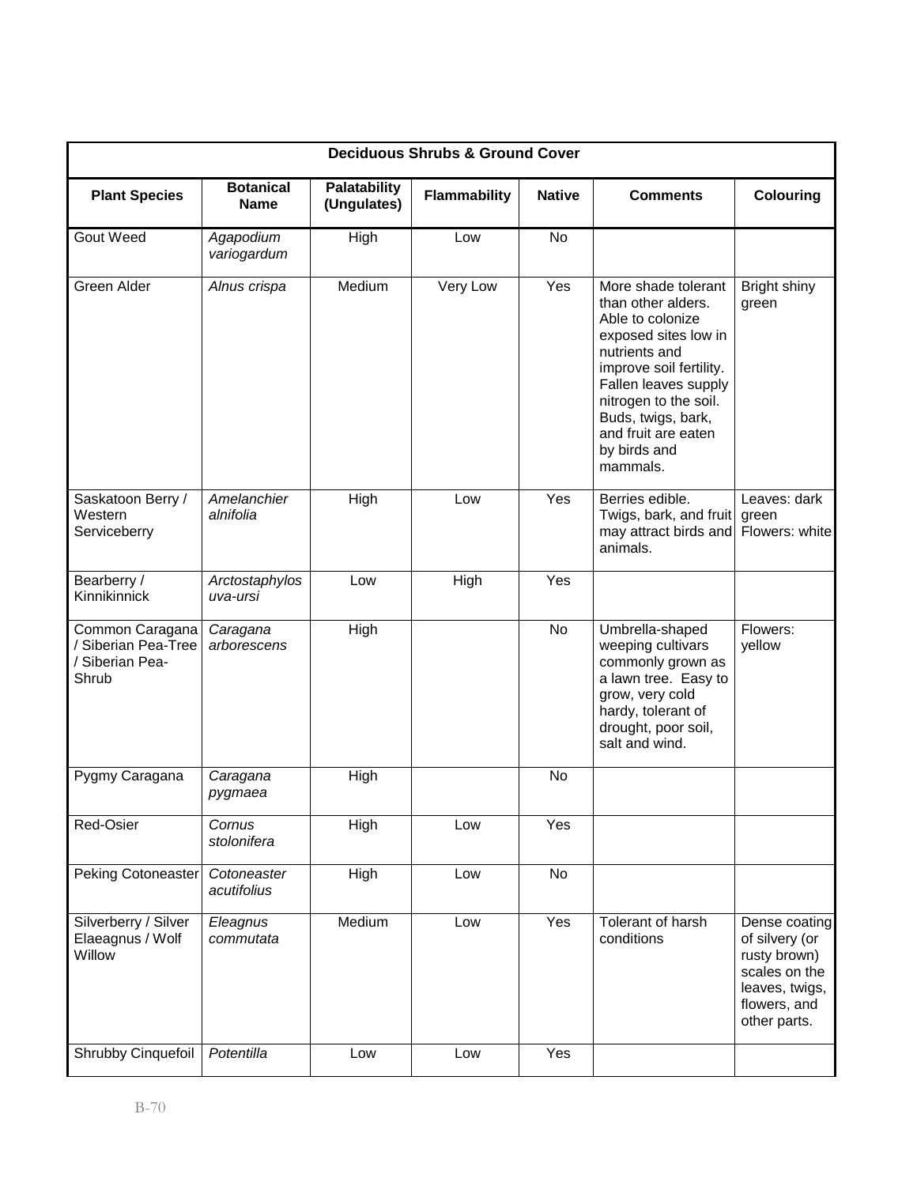| Deciduous Shrubs & Ground Cover | | | | | | |
|---|---|---|---|---|---|---|
| **Plant Species** | **Botanical Name** | **Palatability (Ungulates)** | **Flammability** | **Native** | **Comments** | **Colouring** |
| Gout Weed | *Agapodium variogardum* | High | Low | No | | |
| Green Alder | *Alnus crispa* | Medium | Very Low | Yes | More shade tolerant than other alders. Able to colonize exposed sites low in nutrients and improve soil fertility. Fallen leaves supply nitrogen to the soil. Buds, twigs, bark, and fruit are eaten by birds and mammals. | Bright shiny green |
| Saskatoon Berry / Western Serviceberry | *Amelanchier alnifolia* | High | Low | Yes | Berries edible. Twigs, bark, and fruit may attract birds and animals. | Leaves: dark green Flowers: white |
| Bearberry / Kinnikinnick | *Arctostaphylos uva-ursi* | Low | High | Yes | | |
| Common Caragana / Siberian Pea-Tree / Siberian Pea-Shrub | *Caragana arborescens* | High | | No | Umbrella-shaped weeping cultivars commonly grown as a lawn tree. Easy to grow, very cold hardy, tolerant of drought, poor soil, salt and wind. | Flowers: yellow |
| Pygmy Caragana | *Caragana pygmaea* | High | | No | | |
| Red-Osier | *Cornus stolonifera* | High | Low | Yes | | |
| Peking Cotoneaster | *Cotoneaster acutifolius* | High | Low | No | | |
| Silverberry / Silver Elaeagnus / Wolf Willow | *Eleagnus commutata* | Medium | Low | Yes | Tolerant of harsh conditions | Dense coating of silvery (or rusty brown) scales on the leaves, twigs, flowers, and other parts. |
| Shrubby Cinquefoil | *Potentilla* | Low | Low | Yes | | |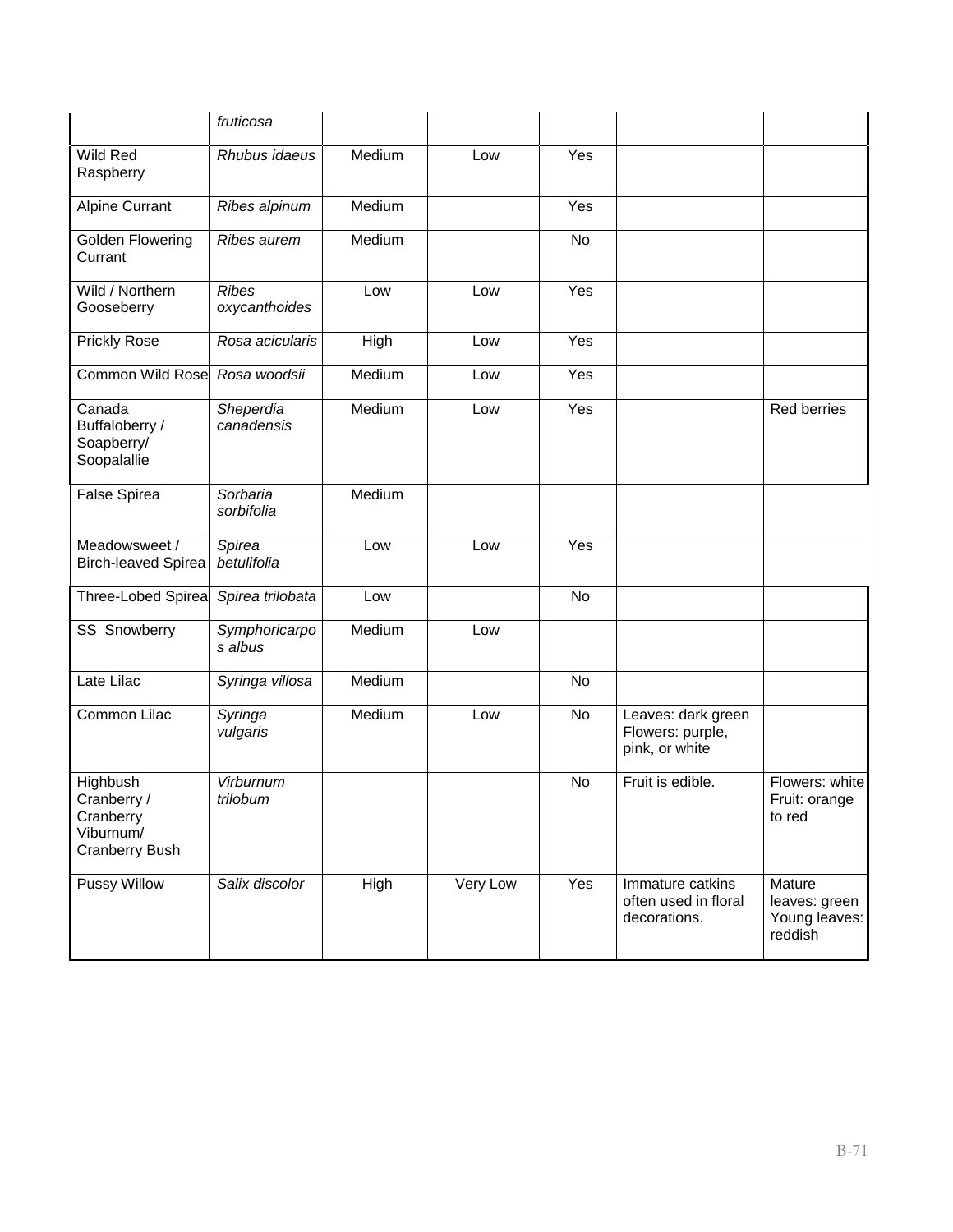| | *fruticosa* | | | | | |
|---|---|---|---|---|---|---|
| Wild Red Raspberry | *Rhubus idaeus* | Medium | Low | Yes | | |
| Alpine Currant | *Ribes alpinum* | Medium | | Yes | | |
| Golden Flowering Currant | *Ribes aurem* | Medium | | No | | |
| Wild / Northern Gooseberry | *Ribes oxycanthoides* | Low | Low | Yes | | |
| Prickly Rose | *Rosa acicularis* | High | Low | Yes | | |
| Common Wild Rose | *Rosa woodsii* | Medium | Low | Yes | | |
| Canada Buffaloberry / Soapberry/ Soopalallie | *Sheperdia canadensis* | Medium | Low | Yes | | Red berries |
| False Spirea | *Sorbaria sorbifolia* | Medium | | | | |
| Meadowsweet / Birch-leaved Spirea | *Spirea betulifolia* | Low | Low | Yes | | |
| Three-Lobed Spirea | *Spirea trilobata* | Low | | No | | |
| SS Snowberry | *Symphoricarpos albus* | Medium | Low | | | |
| Late Lilac | *Syringa villosa* | Medium | | No | | |
| Common Lilac | *Syringa vulgaris* | Medium | Low | No | Leaves: dark green Flowers: purple, pink, or white | |
| Highbush Cranberry / Cranberry Viburnum/ Cranberry Bush | *Virburnum trilobum* | | | No | Fruit is edible. | Flowers: white Fruit: orange to red |
| Pussy Willow | *Salix discolor* | High | Very Low | Yes | Immature catkins often used in floral decorations. | Mature leaves: green Young leaves: reddish |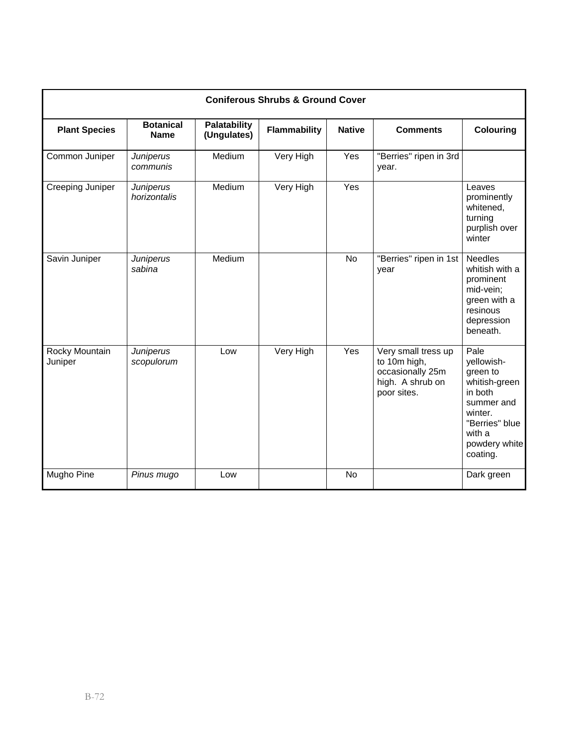| Coniferous Shrubs & Ground Cover | | | | | | |
|---|---|---|---|---|---|---|
| **Plant Species** | **Botanical Name** | **Palatability (Ungulates)** | **Flammability** | **Native** | **Comments** | **Colouring** |
| Common Juniper | *Juniperus communis* | Medium | Very High | Yes | "Berries" ripen in 3rd year. | |
| Creeping Juniper | *Juniperus horizontalis* | Medium | Very High | Yes | | Leaves prominently whitened, turning purplish over winter |
| Savin Juniper | *Juniperus sabina* | Medium | | No | "Berries" ripen in 1st year | Needles whitish with a prominent mid-vein; green with a resinous depression beneath. |
| Rocky Mountain Juniper | *Juniperus scopulorum* | Low | Very High | Yes | Very small tress up to 10m high, occasionally 25m high. A shrub on poor sites. | Pale yellowish-green to whitish-green in both summer and winter. "Berries" blue with a powdery white coating. |
| Mugho Pine | *Pinus mugo* | Low | | No | | Dark green |